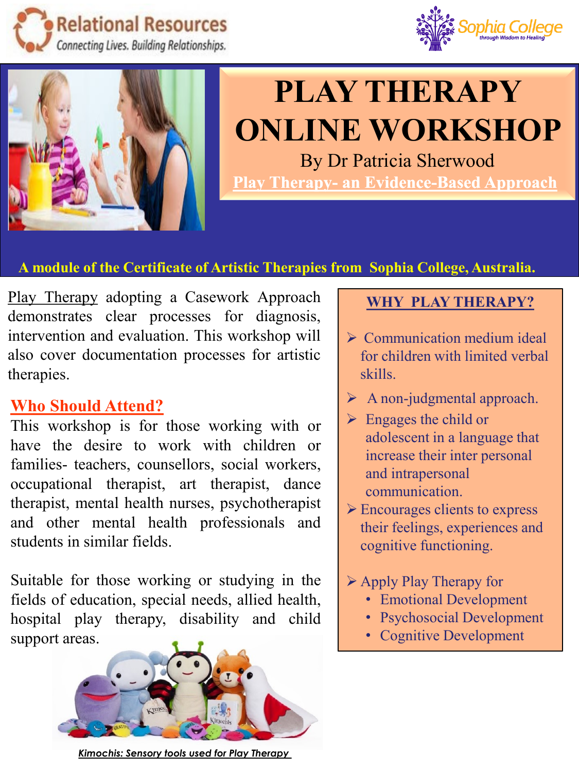Relational Resources
Connecting Lives. Building Relationships.

Sophia College
through Wisdom to Healing

# PLAY THERAPY ONLINE WORKSHOP

By Dr Patricia Sherwood

Play Therapy- an Evidence-Based Approach

**A module of the Certificate of Artistic Therapies from Sophia College, Australia.**

Play Therapy adopting a Casework Approach demonstrates clear processes for diagnosis, intervention and evaluation. This workshop will also cover documentation processes for artistic therapies.

## Who Should Attend?

This workshop is for those working with or have the desire to work with children or families- teachers, counsellors, social workers, occupational therapist, art therapist, dance therapist, mental health nurses, psychotherapist and other mental health professionals and students in similar fields.

Suitable for those working or studying in the fields of education, special needs, allied health, hospital play therapy, disability and child support areas.

*Kimochis: Sensory tools used for Play Therapy*

## WHY PLAY THERAPY?

- Communication medium ideal for children with limited verbal skills.
- A non-judgmental approach.
- Engages the child or adolescent in a language that increase their inter personal and intrapersonal communication.
- Encourages clients to express their feelings, experiences and cognitive functioning.
- Apply Play Therapy for
  - Emotional Development
  - Psychosocial Development
  - Cognitive Development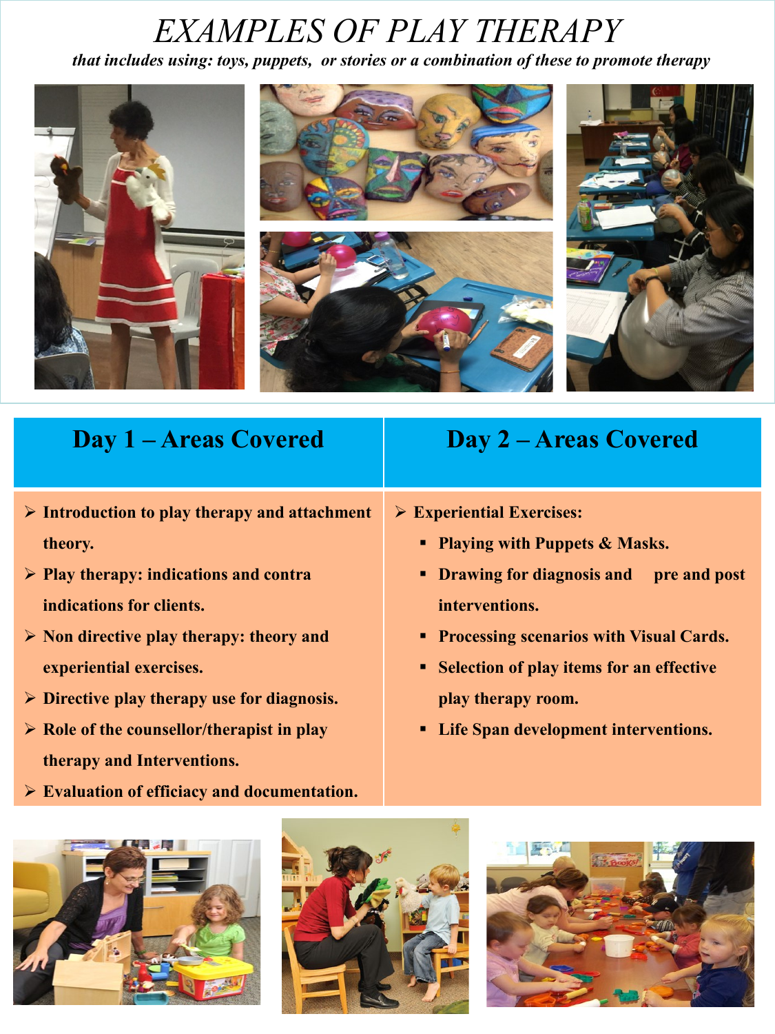# *EXAMPLES OF PLAY THERAPY*

***that includes using: toys, puppets, or stories or a combination of these to promote therapy***

| Day 1 – Areas Covered | Day 2 – Areas Covered |
| --- | --- |
| ➢ **Introduction to play therapy and attachment theory.**<br>➢ **Play therapy: indications and contra indications for clients.**<br>➢ **Non directive play therapy: theory and experiential exercises.**<br>➢ **Directive play therapy use for diagnosis.**<br>➢ **Role of the counsellor/therapist in play therapy and Interventions.**<br>➢ **Evaluation of efficiacy and documentation.** | ➢ **Experiential Exercises:**<br>▪ **Playing with Puppets & Masks.**<br>▪ **Drawing for diagnosis and pre and post interventions.**<br>▪ **Processing scenarios with Visual Cards.**<br>▪ **Selection of play items for an effective play therapy room.**<br>▪ **Life Span development interventions.** |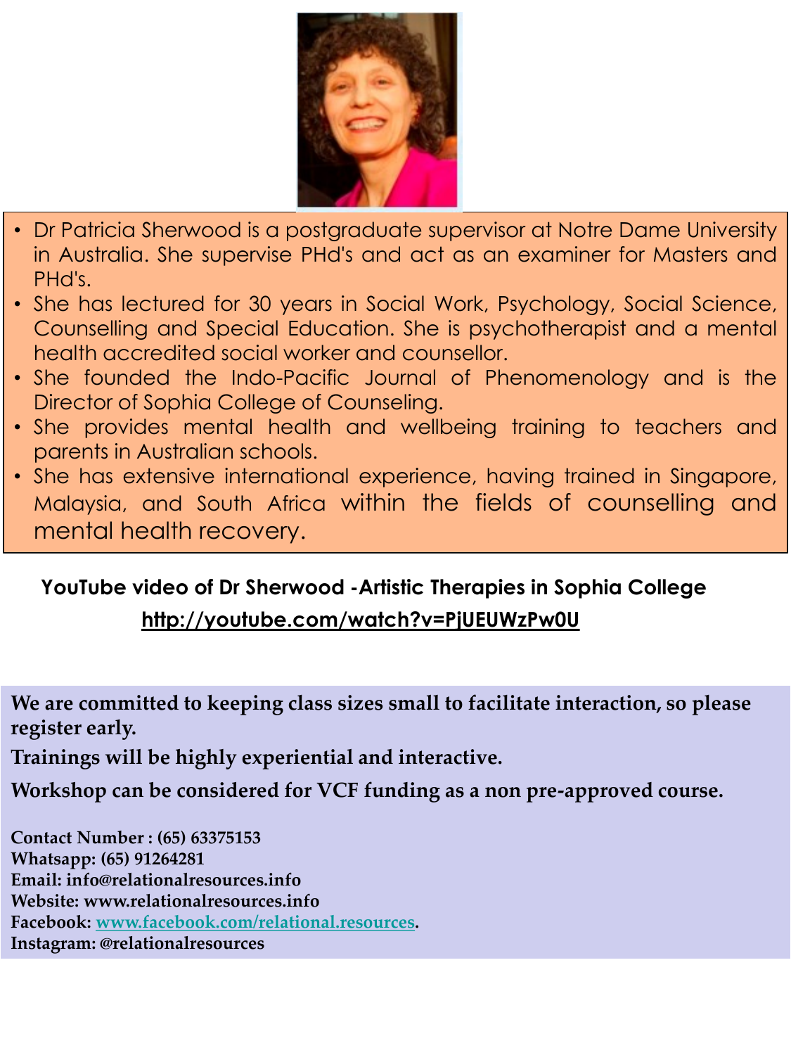- Dr Patricia Sherwood is a postgraduate supervisor at Notre Dame University in Australia. She supervise PHd's and act as an examiner for Masters and PHd's.
- She has lectured for 30 years in Social Work, Psychology, Social Science, Counselling and Special Education. She is psychotherapist and a mental health accredited social worker and counsellor.
- She founded the Indo-Pacific Journal of Phenomenology and is the Director of Sophia College of Counseling.
- She provides mental health and wellbeing training to teachers and parents in Australian schools.
- She has extensive international experience, having trained in Singapore, Malaysia, and South Africa within the fields of counselling and mental health recovery.

**YouTube video of Dr Sherwood -Artistic Therapies in Sophia College**

**http://youtube.com/watch?v=PjUEUWzPw0U**

**We are committed to keeping class sizes small to facilitate interaction, so please register early.**

**Trainings will be highly experiential and interactive.**

**Workshop can be considered for VCF funding as a non pre-approved course.**

**Contact Number : (65) 63375153**
**Whatsapp: (65) 91264281**
**Email: info@relationalresources.info**
**Website: www.relationalresources.info**
**Facebook: www.facebook.com/relational.resources.**
**Instagram: @relationalresources**